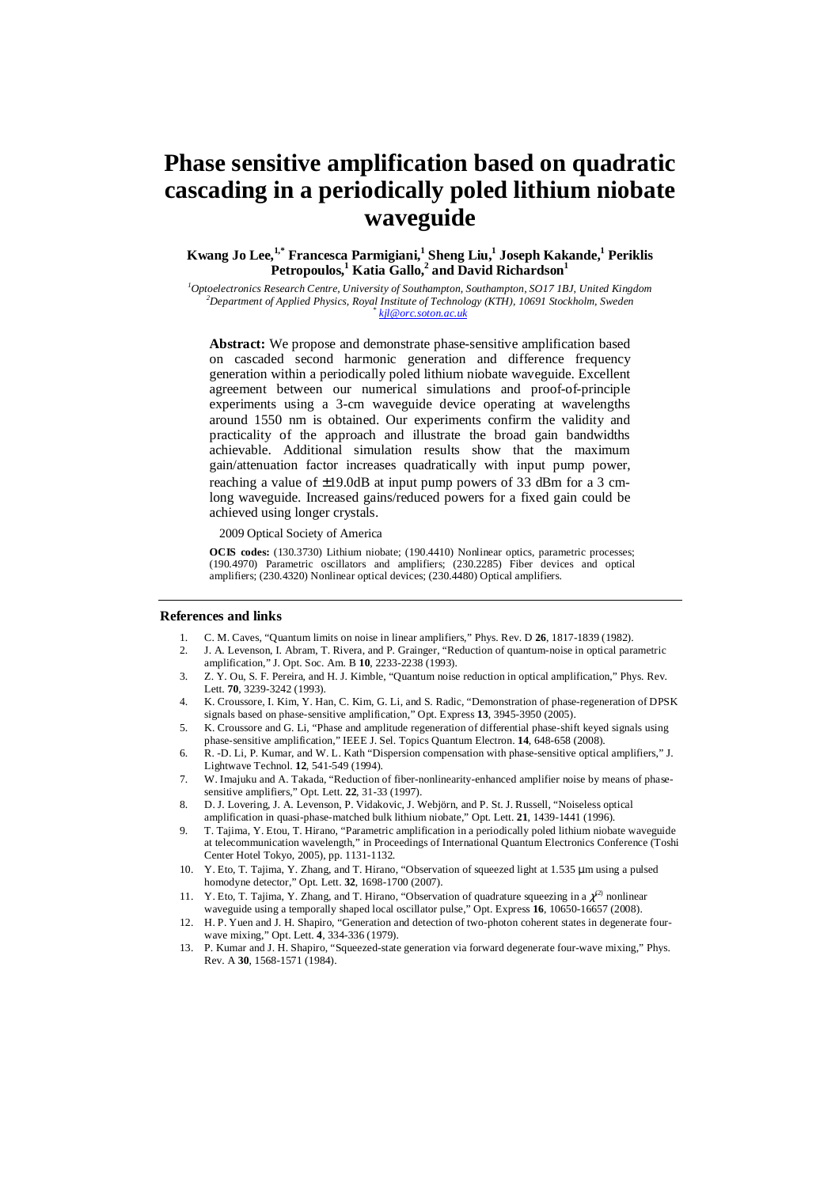# Phase sensitive amplification based on quadratic cascading in a periodically poled lithium niobate waveguide

**Kwang Jo Lee,[1,*] Francesca Parmigiani,[1] Sheng Liu,[1] Joseph Kakande,[1] Periklis Petropoulos,[1] Katia Gallo,[2] and David Richardson[1]**

[1]*Optoelectronics Research Centre, University of Southampton, Southampton, SO17 1BJ, United Kingdom*
[2]*Department of Applied Physics, Royal Institute of Technology (KTH), 10691 Stockholm, Sweden*
[*] *kjl@orc.soton.ac.uk*

**Abstract:** We propose and demonstrate phase-sensitive amplification based on cascaded second harmonic generation and difference frequency generation within a periodically poled lithium niobate waveguide. Excellent agreement between our numerical simulations and proof-of-principle experiments using a 3-cm waveguide device operating at wavelengths around 1550 nm is obtained. Our experiments confirm the validity and practicality of the approach and illustrate the broad gain bandwidths achievable. Additional simulation results show that the maximum gain/attenuation factor increases quadratically with input pump power, reaching a value of ±19.0dB at input pump powers of 33 dBm for a 3 cm-long waveguide. Increased gains/reduced powers for a fixed gain could be achieved using longer crystals.

2009 Optical Society of America

**OCIS codes:** (130.3730) Lithium niobate; (190.4410) Nonlinear optics, parametric processes; (190.4970) Parametric oscillators and amplifiers; (230.2285) Fiber devices and optical amplifiers; (230.4320) Nonlinear optical devices; (230.4480) Optical amplifiers.

---

### References and links

1. C. M. Caves, "Quantum limits on noise in linear amplifiers," Phys. Rev. D **26**, 1817-1839 (1982).
2. J. A. Levenson, I. Abram, T. Rivera, and P. Grainger, "Reduction of quantum-noise in optical parametric amplification," J. Opt. Soc. Am. B **10**, 2233-2238 (1993).
3. Z. Y. Ou, S. F. Pereira, and H. J. Kimble, "Quantum noise reduction in optical amplification," Phys. Rev. Lett. **70**, 3239-3242 (1993).
4. K. Croussore, I. Kim, Y. Han, C. Kim, G. Li, and S. Radic, "Demonstration of phase-regeneration of DPSK signals based on phase-sensitive amplification," Opt. Express **13**, 3945-3950 (2005).
5. K. Croussore and G. Li, "Phase and amplitude regeneration of differential phase-shift keyed signals using phase-sensitive amplification," IEEE J. Sel. Topics Quantum Electron. **14**, 648-658 (2008).
6. R. -D. Li, P. Kumar, and W. L. Kath "Dispersion compensation with phase-sensitive optical amplifiers," J. Lightwave Technol. **12**, 541-549 (1994).
7. W. Imajuku and A. Takada, "Reduction of fiber-nonlinearity-enhanced amplifier noise by means of phase-sensitive amplifiers," Opt. Lett. **22**, 31-33 (1997).
8. D. J. Lovering, J. A. Levenson, P. Vidakovic, J. Webjörn, and P. St. J. Russell, "Noiseless optical amplification in quasi-phase-matched bulk lithium niobate," Opt. Lett. **21**, 1439-1441 (1996).
9. T. Tajima, Y. Etou, T. Hirano, "Parametric amplification in a periodically poled lithium niobate waveguide at telecommunication wavelength," in Proceedings of International Quantum Electronics Conference (Toshi Center Hotel Tokyo, 2005), pp. 1131-1132.
10. Y. Eto, T. Tajima, Y. Zhang, and T. Hirano, "Observation of squeezed light at 1.535 μm using a pulsed homodyne detector," Opt. Lett. **32**, 1698-1700 (2007).
11. Y. Eto, T. Tajima, Y. Zhang, and T. Hirano, "Observation of quadrature squeezing in a $\chi^{(2)}$ nonlinear waveguide using a temporally shaped local oscillator pulse," Opt. Express **16**, 10650-16657 (2008).
12. H. P. Yuen and J. H. Shapiro, "Generation and detection of two-photon coherent states in degenerate four-wave mixing," Opt. Lett. **4**, 334-336 (1979).
13. P. Kumar and J. H. Shapiro, "Squeezed-state generation via forward degenerate four-wave mixing," Phys. Rev. A **30**, 1568-1571 (1984).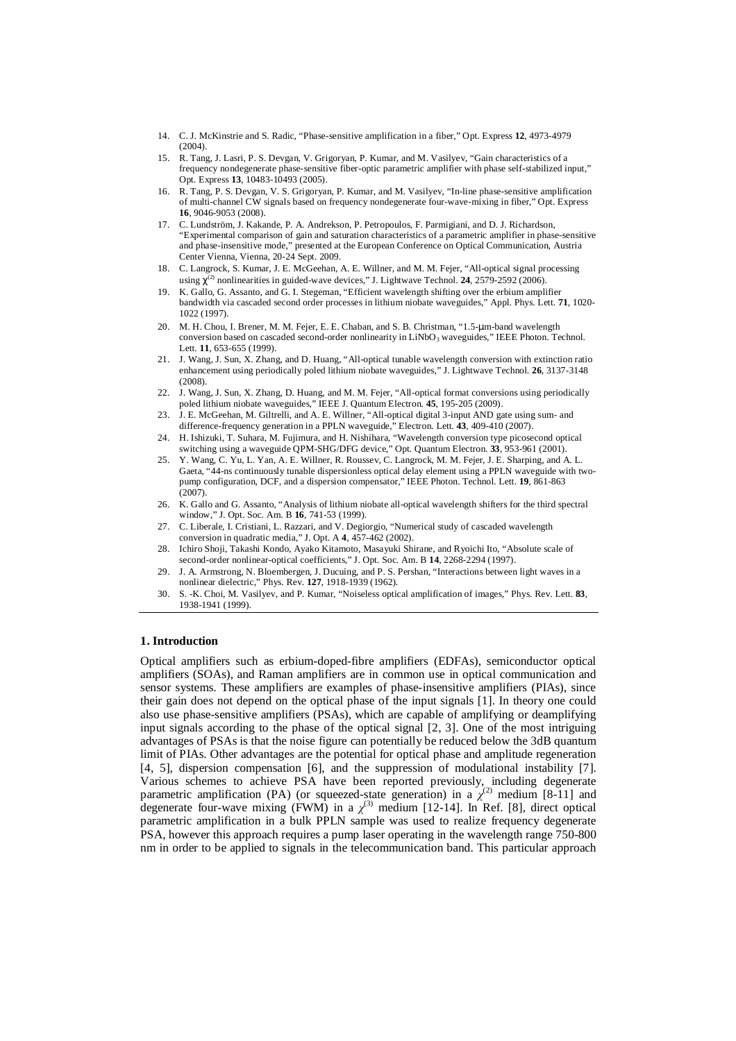14. C. J. McKinstrie and S. Radic, "Phase-sensitive amplification in a fiber," Opt. Express **12**, 4973-4979 (2004).
15. R. Tang, J. Lasri, P. S. Devgan, V. Grigoryan, P. Kumar, and M. Vasilyev, "Gain characteristics of a frequency nondegenerate phase-sensitive fiber-optic parametric amplifier with phase self-stabilized input," Opt. Express **13**, 10483-10493 (2005).
16. R. Tang, P. S. Devgan, V. S. Grigoryan, P. Kumar, and M. Vasilyev, "In-line phase-sensitive amplification of multi-channel CW signals based on frequency nondegenerate four-wave-mixing in fiber," Opt. Express **16**, 9046-9053 (2008).
17. C. Lundström, J. Kakande, P. A. Andrekson, P. Petropoulos, F. Parmigiani, and D. J. Richardson, "Experimental comparison of gain and saturation characteristics of a parametric amplifier in phase-sensitive and phase-insensitive mode," presented at the European Conference on Optical Communication, Austria Center Vienna, Vienna, 20-24 Sept. 2009.
18. C. Langrock, S. Kumar, J. E. McGeehan, A. E. Willner, and M. M. Fejer, "All-optical signal processing using $\chi^{(2)}$ nonlinearities in guided-wave devices," J. Lightwave Technol. **24**, 2579-2592 (2006).
19. K. Gallo, G. Assanto, and G. I. Stegeman, "Efficient wavelength shifting over the erbium amplifier bandwidth via cascaded second order processes in lithium niobate waveguides," Appl. Phys. Lett. **71**, 1020-1022 (1997).
20. M. H. Chou, I. Brener, M. M. Fejer, E. E. Chaban, and S. B. Christman, "1.5-μm-band wavelength conversion based on cascaded second-order nonlinearity in $LiNbO_3$ waveguides," IEEE Photon. Technol. Lett. **11**, 653-655 (1999).
21. J. Wang, J. Sun, X. Zhang, and D. Huang, "All-optical tunable wavelength conversion with extinction ratio enhancement using periodically poled lithium niobate waveguides," J. Lightwave Technol. **26**, 3137-3148 (2008).
22. J. Wang, J. Sun, X. Zhang, D. Huang, and M. M. Fejer, "All-optical format conversions using periodically poled lithium niobate waveguides," IEEE J. Quantum Electron. **45**, 195-205 (2009).
23. J. E. McGeehan, M. Giltrelli, and A. E. Willner, "All-optical digital 3-input AND gate using sum- and difference-frequency generation in a PPLN waveguide," Electron. Lett. **43**, 409-410 (2007).
24. H. Ishizuki, T. Suhara, M. Fujimura, and H. Nishihara, "Wavelength conversion type picosecond optical switching using a waveguide QPM-SHG/DFG device," Opt. Quantum Electron. **33**, 953-961 (2001).
25. Y. Wang, C. Yu, L. Yan, A. E. Willner, R. Roussev, C. Langrock, M. M. Fejer, J. E. Sharping, and A. L. Gaeta, "44-ns continuously tunable dispersionless optical delay element using a PPLN waveguide with two-pump configuration, DCF, and a dispersion compensator," IEEE Photon. Technol. Lett. **19**, 861-863 (2007).
26. K. Gallo and G. Assanto, "Analysis of lithium niobate all-optical wavelength shifters for the third spectral window," J. Opt. Soc. Am. B **16**, 741-53 (1999).
27. C. Liberale, I. Cristiani, L. Razzari, and V. Degiorgio, "Numerical study of cascaded wavelength conversion in quadratic media," J. Opt. A **4**, 457-462 (2002).
28. Ichiro Shoji, Takashi Kondo, Ayako Kitamoto, Masayuki Shirane, and Ryoichi Ito, "Absolute scale of second-order nonlinear-optical coefficients," J. Opt. Soc. Am. B **14**, 2268-2294 (1997).
29. J. A. Armstrong, N. Bloembergen, J. Ducuing, and P. S. Pershan, "Interactions between light waves in a nonlinear dielectric," Phys. Rev. **127**, 1918-1939 (1962).
30. S. -K. Choi, M. Vasilyev, and P. Kumar, "Noiseless optical amplification of images," Phys. Rev. Lett. **83**, 1938-1941 (1999).

## 1. Introduction

Optical amplifiers such as erbium-doped-fibre amplifiers (EDFAs), semiconductor optical amplifiers (SOAs), and Raman amplifiers are in common use in optical communication and sensor systems. These amplifiers are examples of phase-insensitive amplifiers (PIAs), since their gain does not depend on the optical phase of the input signals [1]. In theory one could also use phase-sensitive amplifiers (PSAs), which are capable of amplifying or deamplifying input signals according to the phase of the optical signal [2, 3]. One of the most intriguing advantages of PSAs is that the noise figure can potentially be reduced below the 3dB quantum limit of PIAs. Other advantages are the potential for optical phase and amplitude regeneration [4, 5], dispersion compensation [6], and the suppression of modulational instability [7]. Various schemes to achieve PSA have been reported previously, including degenerate parametric amplification (PA) (or squeezed-state generation) in a $\chi^{(2)}$ medium [8-11] and degenerate four-wave mixing (FWM) in a $\chi^{(3)}$ medium [12-14]. In Ref. [8], direct optical parametric amplification in a bulk PPLN sample was used to realize frequency degenerate PSA, however this approach requires a pump laser operating in the wavelength range 750-800 nm in order to be applied to signals in the telecommunication band. This particular approach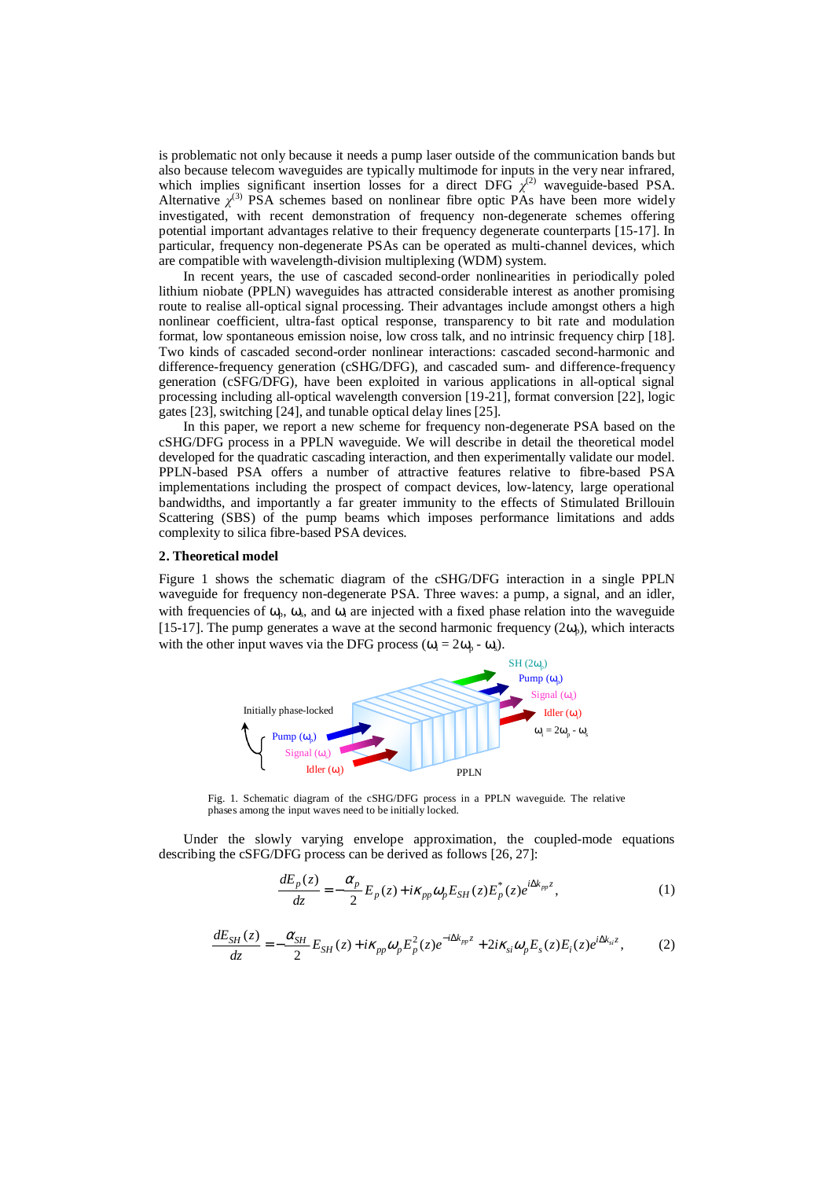is problematic not only because it needs a pump laser outside of the communication bands but also because telecom waveguides are typically multimode for inputs in the very near infrared, which implies significant insertion losses for a direct DFG $\chi^{(2)}$ waveguide-based PSA. Alternative $\chi^{(3)}$ PSA schemes based on nonlinear fibre optic PAs have been more widely investigated, with recent demonstration of frequency non-degenerate schemes offering potential important advantages relative to their frequency degenerate counterparts [15-17]. In particular, frequency non-degenerate PSAs can be operated as multi-channel devices, which are compatible with wavelength-division multiplexing (WDM) system.

In recent years, the use of cascaded second-order nonlinearities in periodically poled lithium niobate (PPLN) waveguides has attracted considerable interest as another promising route to realise all-optical signal processing. Their advantages include amongst others a high nonlinear coefficient, ultra-fast optical response, transparency to bit rate and modulation format, low spontaneous emission noise, low cross talk, and no intrinsic frequency chirp [18]. Two kinds of cascaded second-order nonlinear interactions: cascaded second-harmonic and difference-frequency generation (cSHG/DFG), and cascaded sum- and difference-frequency generation (cSFG/DFG), have been exploited in various applications in all-optical signal processing including all-optical wavelength conversion [19-21], format conversion [22], logic gates [23], switching [24], and tunable optical delay lines [25].

In this paper, we report a new scheme for frequency non-degenerate PSA based on the cSHG/DFG process in a PPLN waveguide. We will describe in detail the theoretical model developed for the quadratic cascading interaction, and then experimentally validate our model. PPLN-based PSA offers a number of attractive features relative to fibre-based PSA implementations including the prospect of compact devices, low-latency, large operational bandwidths, and importantly a far greater immunity to the effects of Stimulated Brillouin Scattering (SBS) of the pump beams which imposes performance limitations and adds complexity to silica fibre-based PSA devices.

## 2. Theoretical model

Figure 1 shows the schematic diagram of the cSHG/DFG interaction in a single PPLN waveguide for frequency non-degenerate PSA. Three waves: a pump, a signal, and an idler, with frequencies of $\omega_p$, $\omega_s$, and $\omega_i$ are injected with a fixed phase relation into the waveguide [15-17]. The pump generates a wave at the second harmonic frequency ($2\omega_p$), which interacts with the other input waves via the DFG process ($\omega_i = 2\omega_p - \omega_s$).

Fig. 1. Schematic diagram of the cSHG/DFG process in a PPLN waveguide. The relative phases among the input waves need to be initially locked.

Under the slowly varying envelope approximation, the coupled-mode equations describing the cSFG/DFG process can be derived as follows [26, 27]:

$$\frac{dE_p(z)}{dz} = -\frac{\alpha_p}{2}E_p(z) + i\kappa_{pp}\omega_p E_{SH}(z)E_p^*(z)e^{i\Delta k_{pp}z}, \tag{1}$$

$$\frac{dE_{SH}(z)}{dz} = -\frac{\alpha_{SH}}{2}E_{SH}(z) + i\kappa_{pp}\omega_p E_p^2(z)e^{-i\Delta k_{pp}z} + 2i\kappa_{si}\omega_p E_s(z)E_i(z)e^{i\Delta k_{si}z}, \tag{2}$$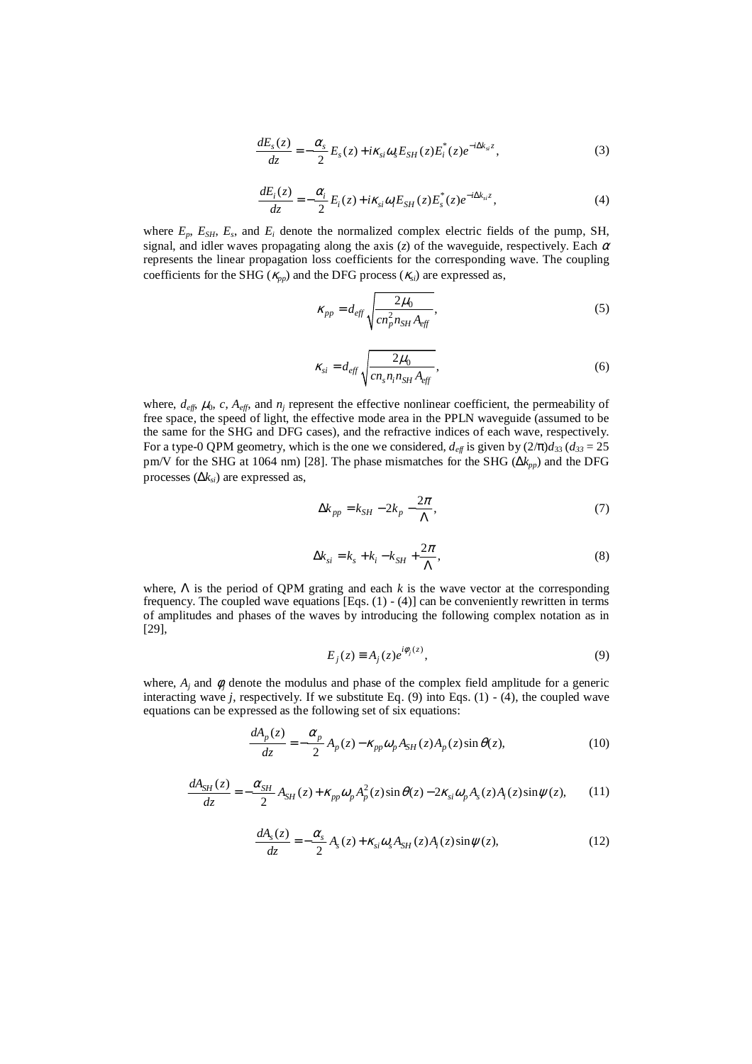$$\frac{dE_s(z)}{dz} = -\frac{\alpha_s}{2}E_s(z) + i\kappa_{si}\omega_s E_{SH}(z)E_i^*(z)e^{-i\Delta k_{si}z}, \tag{3}$$

$$\frac{dE_i(z)}{dz} = -\frac{\alpha_i}{2}E_i(z) + i\kappa_{si}\omega_i E_{SH}(z)E_s^*(z)e^{-i\Delta k_{si}z}, \tag{4}$$

where $E_p$, $E_{SH}$, $E_s$, and $E_i$ denote the normalized complex electric fields of the pump, SH, signal, and idler waves propagating along the axis ($z$) of the waveguide, respectively. Each $\alpha$ represents the linear propagation loss coefficients for the corresponding wave. The coupling coefficients for the SHG ($\kappa_{pp}$) and the DFG process ($\kappa_{si}$) are expressed as,

$$\kappa_{pp} = d_{eff}\sqrt{\frac{2\mu_0}{cn_p^2 n_{SH} A_{eff}}}, \tag{5}$$

$$\kappa_{si} = d_{eff}\sqrt{\frac{2\mu_0}{cn_s n_i n_{SH} A_{eff}}}, \tag{6}$$

where, $d_{eff}$, $\mu_0$, $c$, $A_{eff}$, and $n_j$ represent the effective nonlinear coefficient, the permeability of free space, the speed of light, the effective mode area in the PPLN waveguide (assumed to be the same for the SHG and DFG cases), and the refractive indices of each wave, respectively. For a type-0 QPM geometry, which is the one we considered, $d_{eff}$ is given by $(2/\pi)d_{33}$ ($d_{33}$ = 25 pm/V for the SHG at 1064 nm) [28]. The phase mismatches for the SHG ($\Delta k_{pp}$) and the DFG processes ($\Delta k_{si}$) are expressed as,

$$\Delta k_{pp} = k_{SH} - 2k_p - \frac{2\pi}{\Lambda}, \tag{7}$$

$$\Delta k_{si} = k_s + k_i - k_{SH} + \frac{2\pi}{\Lambda}, \tag{8}$$

where, $\Lambda$ is the period of QPM grating and each $k$ is the wave vector at the corresponding frequency. The coupled wave equations [Eqs. (1) - (4)] can be conveniently rewritten in terms of amplitudes and phases of the waves by introducing the following complex notation as in [29],

$$E_j(z) \equiv A_j(z)e^{i\phi_j(z)}, \tag{9}$$

where, $A_j$ and $\phi_j$ denote the modulus and phase of the complex field amplitude for a generic interacting wave $j$, respectively. If we substitute Eq. (9) into Eqs. (1) - (4), the coupled wave equations can be expressed as the following set of six equations:

$$\frac{dA_p(z)}{dz} = -\frac{\alpha_p}{2}A_p(z) - \kappa_{pp}\omega_p A_{SH}(z)A_p(z)\sin\theta(z), \tag{10}$$

$$\frac{dA_{SH}(z)}{dz} = -\frac{\alpha_{SH}}{2}A_{SH}(z) + \kappa_{pp}\omega_p A_p^2(z)\sin\theta(z) - 2\kappa_{si}\omega_p A_s(z)A_i(z)\sin\psi(z), \tag{11}$$

$$\frac{dA_s(z)}{dz} = -\frac{\alpha_s}{2}A_s(z) + \kappa_{si}\omega_s A_{SH}(z)A_i(z)\sin\psi(z), \tag{12}$$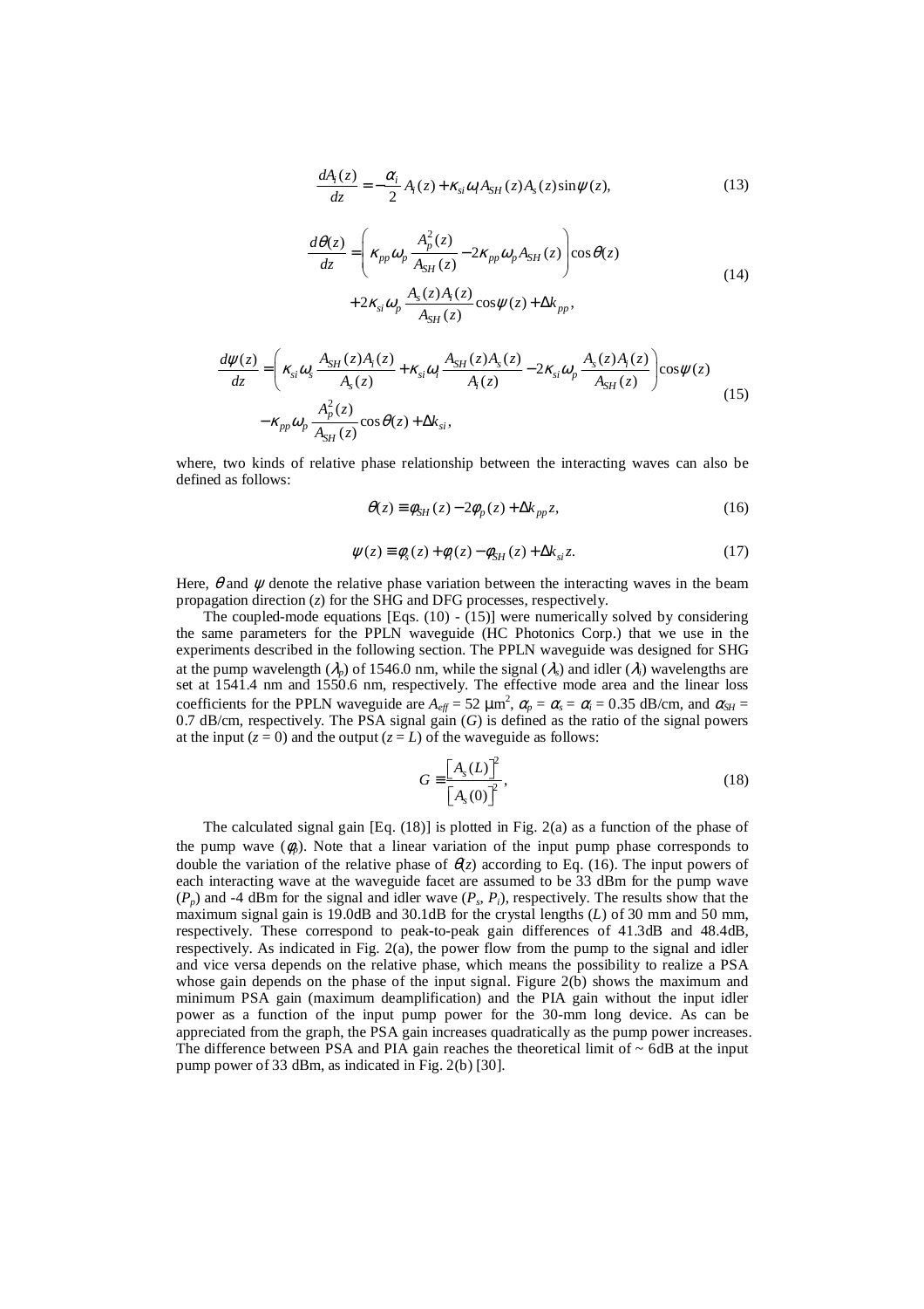$$\frac{dA_i(z)}{dz} = -\frac{\alpha_i}{2} A_i(z) + \kappa_{si}\omega_i A_{SH}(z) A_s(z)\sin\psi(z), \tag{13}$$

$$\frac{d\theta(z)}{dz} = \left( \kappa_{pp}\omega_p \frac{A_p^2(z)}{A_{SH}(z)} - 2\kappa_{pp}\omega_p A_{SH}(z) \right)\cos\theta(z) + 2\kappa_{si}\omega_p \frac{A_s(z)A_i(z)}{A_{SH}(z)}\cos\psi(z) + \Delta k_{pp}, \tag{14}$$

$$\frac{d\psi(z)}{dz} = \left( \kappa_{si}\omega_s \frac{A_{SH}(z)A_i(z)}{A_s(z)} + \kappa_{si}\omega_i \frac{A_{SH}(z)A_s(z)}{A_i(z)} - 2\kappa_{si}\omega_p \frac{A_s(z)A_i(z)}{A_{SH}(z)} \right)\cos\psi(z) - \kappa_{pp}\omega_p \frac{A_p^2(z)}{A_{SH}(z)}\cos\theta(z) + \Delta k_{si}, \tag{15}$$

where, two kinds of relative phase relationship between the interacting waves can also be defined as follows:

$$\theta(z) \equiv \phi_{SH}(z) - 2\phi_p(z) + \Delta k_{pp} z, \tag{16}$$

$$\psi(z) \equiv \phi_s(z) + \phi_i(z) - \phi_{SH}(z) + \Delta k_{si} z. \tag{17}$$

Here, $\theta$ and $\psi$ denote the relative phase variation between the interacting waves in the beam propagation direction ($z$) for the SHG and DFG processes, respectively.

The coupled-mode equations [Eqs. (10) - (15)] were numerically solved by considering the same parameters for the PPLN waveguide (HC Photonics Corp.) that we use in the experiments described in the following section. The PPLN waveguide was designed for SHG at the pump wavelength ($\lambda_p$) of 1546.0 nm, while the signal ($\lambda_s$) and idler ($\lambda_i$) wavelengths are set at 1541.4 nm and 1550.6 nm, respectively. The effective mode area and the linear loss coefficients for the PPLN waveguide are $A_{eff}$ = 52 μm$^2$, $\alpha_p = \alpha_s = \alpha_i$ = 0.35 dB/cm, and $\alpha_{SH}$ = 0.7 dB/cm, respectively. The PSA signal gain ($G$) is defined as the ratio of the signal powers at the input ($z$ = 0) and the output ($z = L$) of the waveguide as follows:

$$G \equiv \frac{\left[A_s(L)\right]^2}{\left[A_s(0)\right]^2}, \tag{18}$$

The calculated signal gain [Eq. (18)] is plotted in Fig. 2(a) as a function of the phase of the pump wave ($\phi_p$). Note that a linear variation of the input pump phase corresponds to double the variation of the relative phase of $\theta(z)$ according to Eq. (16). The input powers of each interacting wave at the waveguide facet are assumed to be 33 dBm for the pump wave ($P_p$) and -4 dBm for the signal and idler wave ($P_s$, $P_i$), respectively. The results show that the maximum signal gain is 19.0dB and 30.1dB for the crystal lengths ($L$) of 30 mm and 50 mm, respectively. These correspond to peak-to-peak gain differences of 41.3dB and 48.4dB, respectively. As indicated in Fig. 2(a), the power flow from the pump to the signal and idler and vice versa depends on the relative phase, which means the possibility to realize a PSA whose gain depends on the phase of the input signal. Figure 2(b) shows the maximum and minimum PSA gain (maximum deamplification) and the PIA gain without the input idler power as a function of the input pump power for the 30-mm long device. As can be appreciated from the graph, the PSA gain increases quadratically as the pump power increases. The difference between PSA and PIA gain reaches the theoretical limit of ~ 6dB at the input pump power of 33 dBm, as indicated in Fig. 2(b) [30].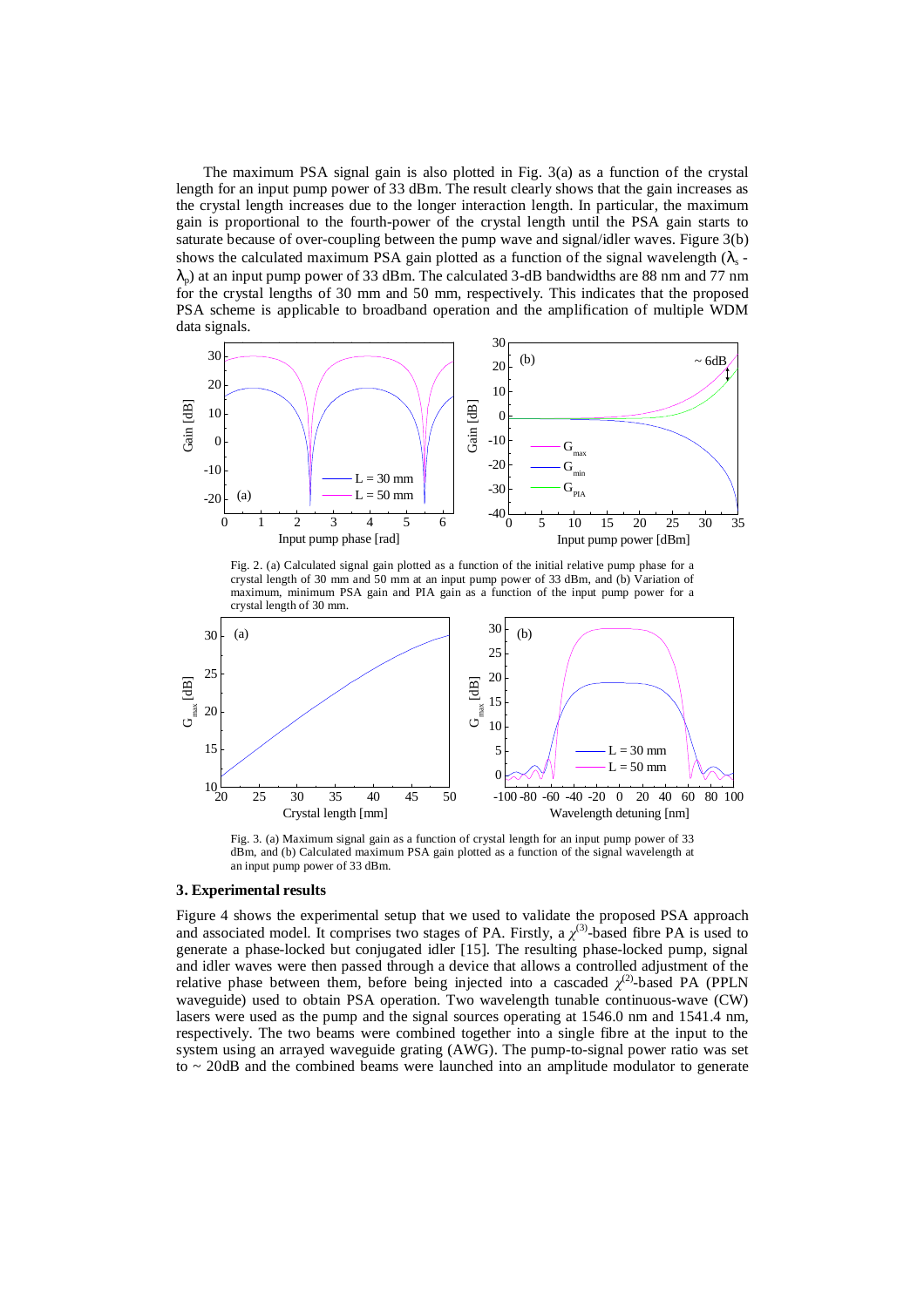The maximum PSA signal gain is also plotted in Fig. 3(a) as a function of the crystal length for an input pump power of 33 dBm. The result clearly shows that the gain increases as the crystal length increases due to the longer interaction length. In particular, the maximum gain is proportional to the fourth-power of the crystal length until the PSA gain starts to saturate because of over-coupling between the pump wave and signal/idler waves. Figure 3(b) shows the calculated maximum PSA gain plotted as a function of the signal wavelength ($\lambda_s$ - $\lambda_p$) at an input pump power of 33 dBm. The calculated 3-dB bandwidths are 88 nm and 77 nm for the crystal lengths of 30 mm and 50 mm, respectively. This indicates that the proposed PSA scheme is applicable to broadband operation and the amplification of multiple WDM data signals.

Fig. 2. (a) Calculated signal gain plotted as a function of the initial relative pump phase for a crystal length of 30 mm and 50 mm at an input pump power of 33 dBm, and (b) Variation of maximum, minimum PSA gain and PIA gain as a function of the input pump power for a crystal length of 30 mm.

Fig. 3. (a) Maximum signal gain as a function of crystal length for an input pump power of 33 dBm, and (b) Calculated maximum PSA gain plotted as a function of the signal wavelength at an input pump power of 33 dBm.

### 3. Experimental results

Figure 4 shows the experimental setup that we used to validate the proposed PSA approach and associated model. It comprises two stages of PA. Firstly, a $\chi^{(3)}$-based fibre PA is used to generate a phase-locked but conjugated idler [15]. The resulting phase-locked pump, signal and idler waves were then passed through a device that allows a controlled adjustment of the relative phase between them, before being injected into a cascaded $\chi^{(2)}$-based PA (PPLN waveguide) used to obtain PSA operation. Two wavelength tunable continuous-wave (CW) lasers were used as the pump and the signal sources operating at 1546.0 nm and 1541.4 nm, respectively. The two beams were combined together into a single fibre at the input to the system using an arrayed waveguide grating (AWG). The pump-to-signal power ratio was set to ~ 20dB and the combined beams were launched into an amplitude modulator to generate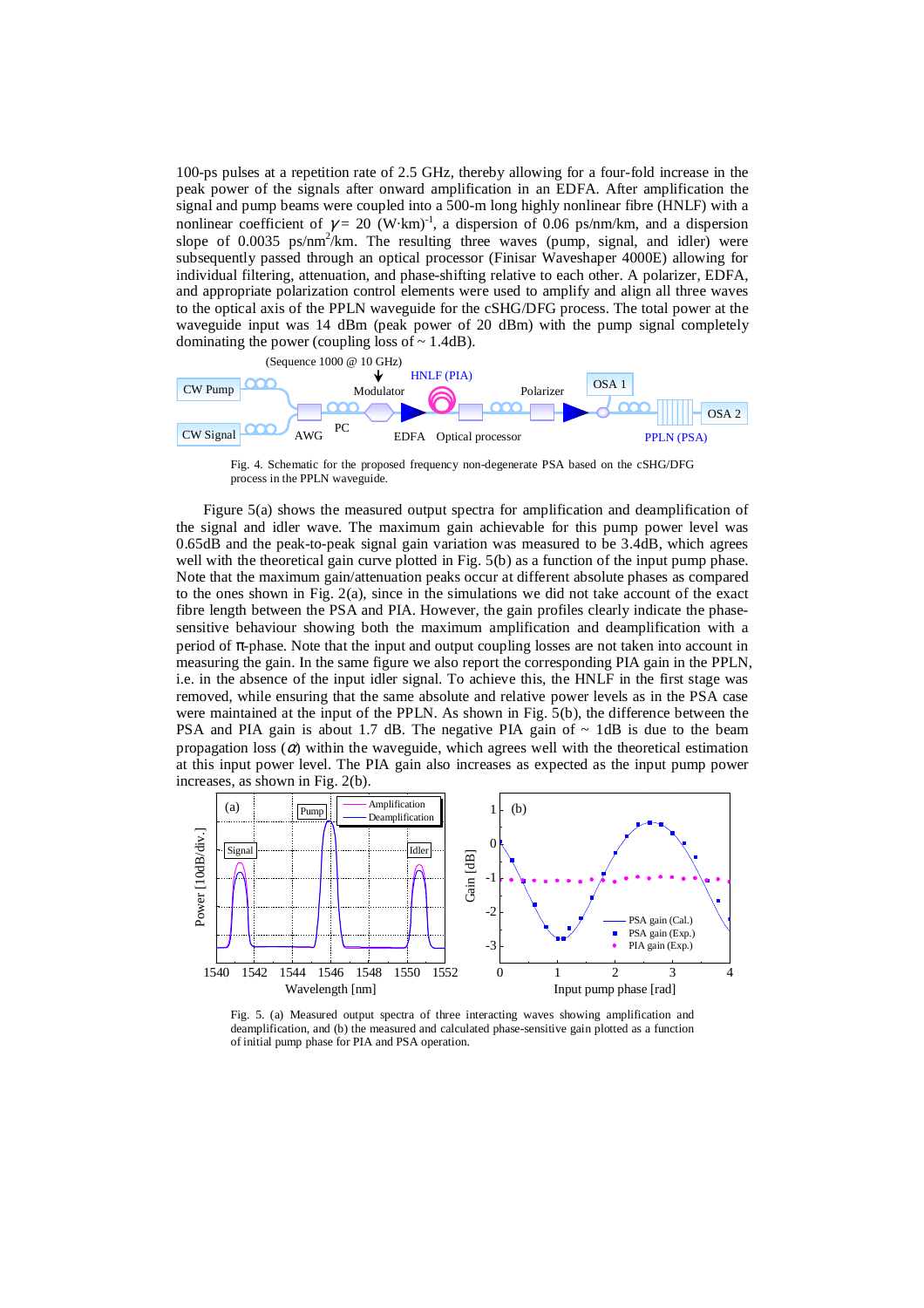100-ps pulses at a repetition rate of 2.5 GHz, thereby allowing for a four-fold increase in the peak power of the signals after onward amplification in an EDFA. After amplification the signal and pump beams were coupled into a 500-m long highly nonlinear fibre (HNLF) with a nonlinear coefficient of $\gamma = 20$ (W·km)$^{-1}$, a dispersion of 0.06 ps/nm/km, and a dispersion slope of 0.0035 ps/nm$^2$/km. The resulting three waves (pump, signal, and idler) were subsequently passed through an optical processor (Finisar Waveshaper 4000E) allowing for individual filtering, attenuation, and phase-shifting relative to each other. A polarizer, EDFA, and appropriate polarization control elements were used to amplify and align all three waves to the optical axis of the PPLN waveguide for the cSHG/DFG process. The total power at the waveguide input was 14 dBm (peak power of 20 dBm) with the pump signal completely dominating the power (coupling loss of ~ 1.4dB).

Fig. 4. Schematic for the proposed frequency non-degenerate PSA based on the cSHG/DFG process in the PPLN waveguide.

Figure 5(a) shows the measured output spectra for amplification and deamplification of the signal and idler wave. The maximum gain achievable for this pump power level was 0.65dB and the peak-to-peak signal gain variation was measured to be 3.4dB, which agrees well with the theoretical gain curve plotted in Fig. 5(b) as a function of the input pump phase. Note that the maximum gain/attenuation peaks occur at different absolute phases as compared to the ones shown in Fig. 2(a), since in the simulations we did not take account of the exact fibre length between the PSA and PIA. However, the gain profiles clearly indicate the phase-sensitive behaviour showing both the maximum amplification and deamplification with a period of $\pi$-phase. Note that the input and output coupling losses are not taken into account in measuring the gain. In the same figure we also report the corresponding PIA gain in the PPLN, i.e. in the absence of the input idler signal. To achieve this, the HNLF in the first stage was removed, while ensuring that the same absolute and relative power levels as in the PSA case were maintained at the input of the PPLN. As shown in Fig. 5(b), the difference between the PSA and PIA gain is about 1.7 dB. The negative PIA gain of ~ 1dB is due to the beam propagation loss ($\alpha$) within the waveguide, which agrees well with the theoretical estimation at this input power level. The PIA gain also increases as expected as the input pump power increases, as shown in Fig. 2(b).

Fig. 5. (a) Measured output spectra of three interacting waves showing amplification and deamplification, and (b) the measured and calculated phase-sensitive gain plotted as a function of initial pump phase for PIA and PSA operation.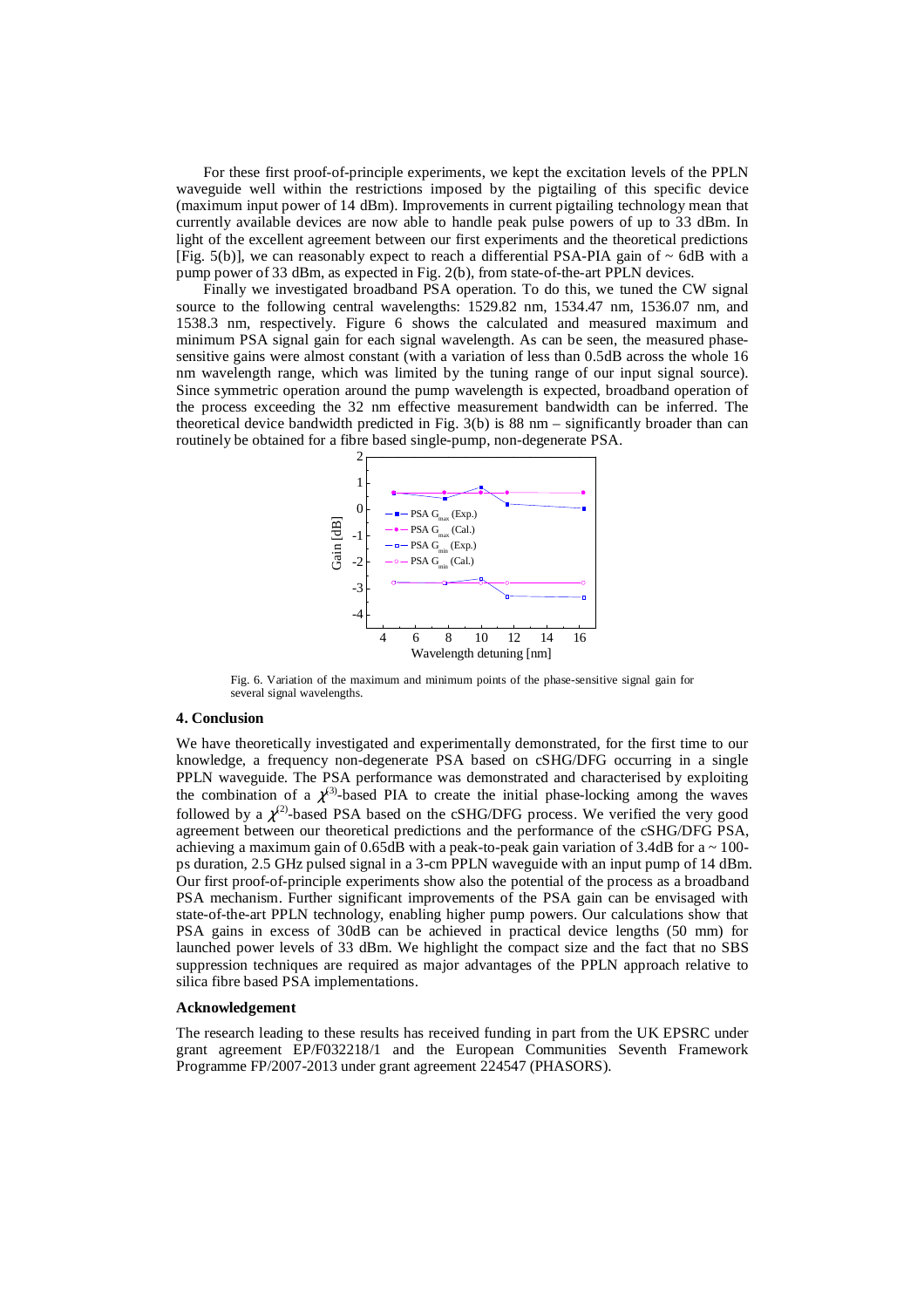For these first proof-of-principle experiments, we kept the excitation levels of the PPLN waveguide well within the restrictions imposed by the pigtailing of this specific device (maximum input power of 14 dBm). Improvements in current pigtailing technology mean that currently available devices are now able to handle peak pulse powers of up to 33 dBm. In light of the excellent agreement between our first experiments and the theoretical predictions [Fig. 5(b)], we can reasonably expect to reach a differential PSA-PIA gain of ~ 6dB with a pump power of 33 dBm, as expected in Fig. 2(b), from state-of-the-art PPLN devices.

Finally we investigated broadband PSA operation. To do this, we tuned the CW signal source to the following central wavelengths: 1529.82 nm, 1534.47 nm, 1536.07 nm, and 1538.3 nm, respectively. Figure 6 shows the calculated and measured maximum and minimum PSA signal gain for each signal wavelength. As can be seen, the measured phase-sensitive gains were almost constant (with a variation of less than 0.5dB across the whole 16 nm wavelength range, which was limited by the tuning range of our input signal source). Since symmetric operation around the pump wavelength is expected, broadband operation of the process exceeding the 32 nm effective measurement bandwidth can be inferred. The theoretical device bandwidth predicted in Fig. 3(b) is 88 nm – significantly broader than can routinely be obtained for a fibre based single-pump, non-degenerate PSA.

Gain [dB]
2
1
0
-1
-2
-3
-4
PSA $G_{max}$ (Exp.)
PSA $G_{max}$ (Cal.)
PSA $G_{min}$ (Exp.)
PSA $G_{min}$ (Cal.)
4 6 8 10 12 14 16
Wavelength detuning [nm]

Fig. 6. Variation of the maximum and minimum points of the phase-sensitive signal gain for several signal wavelengths.

## 4. Conclusion

We have theoretically investigated and experimentally demonstrated, for the first time to our knowledge, a frequency non-degenerate PSA based on cSHG/DFG occurring in a single PPLN waveguide. The PSA performance was demonstrated and characterised by exploiting the combination of a $\chi^{(3)}$-based PIA to create the initial phase-locking among the waves followed by a $\chi^{(2)}$-based PSA based on the cSHG/DFG process. We verified the very good agreement between our theoretical predictions and the performance of the cSHG/DFG PSA, achieving a maximum gain of 0.65dB with a peak-to-peak gain variation of 3.4dB for a ~ 100-ps duration, 2.5 GHz pulsed signal in a 3-cm PPLN waveguide with an input pump of 14 dBm. Our first proof-of-principle experiments show also the potential of the process as a broadband PSA mechanism. Further significant improvements of the PSA gain can be envisaged with state-of-the-art PPLN technology, enabling higher pump powers. Our calculations show that PSA gains in excess of 30dB can be achieved in practical device lengths (50 mm) for launched power levels of 33 dBm. We highlight the compact size and the fact that no SBS suppression techniques are required as major advantages of the PPLN approach relative to silica fibre based PSA implementations.

### Acknowledgement

The research leading to these results has received funding in part from the UK EPSRC under grant agreement EP/F032218/1 and the European Communities Seventh Framework Programme FP/2007-2013 under grant agreement 224547 (PHASORS).